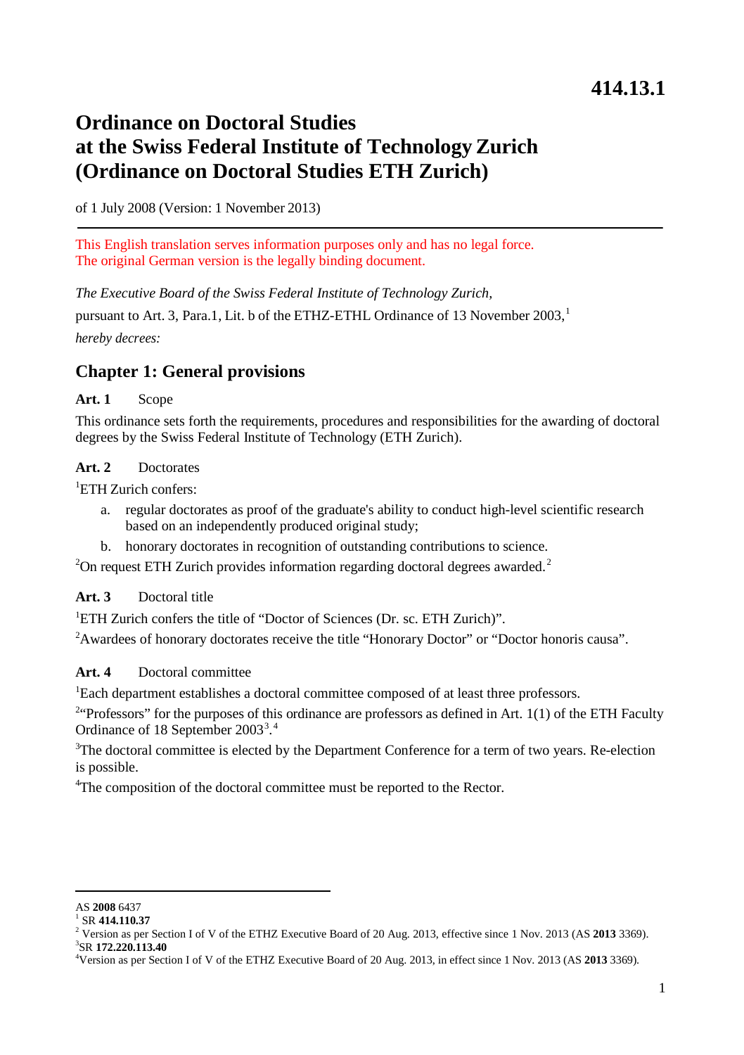# 414.13.1

# Ordinance on Doctoral Studies at the Swiss Federal Institute of Technology Zurich (Ordinance on Doctoral Studies ETH Zurich)

of 1 July 2008 (Version: 1 November 2013)

---

This English translation serves information purposes only and has no legal force.
The original German version is the legally binding document.

*The Executive Board of the Swiss Federal Institute of Technology Zurich,*

pursuant to Art. 3, Para.1, Lit. b of the ETHZ-ETHL Ordinance of 13 November 2003,[1]

*hereby decrees:*

## Chapter 1: General provisions

**Art. 1** Scope

This ordinance sets forth the requirements, procedures and responsibilities for the awarding of doctoral degrees by the Swiss Federal Institute of Technology (ETH Zurich).

**Art. 2** Doctorates

[1]ETH Zurich confers:

a. regular doctorates as proof of the graduate's ability to conduct high-level scientific research based on an independently produced original study;

b. honorary doctorates in recognition of outstanding contributions to science.

[2]On request ETH Zurich provides information regarding doctoral degrees awarded.[2]

**Art. 3** Doctoral title

[1]ETH Zurich confers the title of "Doctor of Sciences (Dr. sc. ETH Zurich)".

[2]Awardees of honorary doctorates receive the title "Honorary Doctor" or "Doctor honoris causa".

**Art. 4** Doctoral committee

[1]Each department establishes a doctoral committee composed of at least three professors.

[2]"Professors" for the purposes of this ordinance are professors as defined in Art. 1(1) of the ETH Faculty Ordinance of 18 September 2003[3].[4]

[3]The doctoral committee is elected by the Department Conference for a term of two years. Re-election is possible.

[4]The composition of the doctoral committee must be reported to the Rector.

---

AS **2008** 6437

[1] SR **414.110.37**

[2] Version as per Section I of V of the ETHZ Executive Board of 20 Aug. 2013, effective since 1 Nov. 2013 (AS **2013** 3369).

[3] SR **172.220.113.40**

[4] Version as per Section I of V of the ETHZ Executive Board of 20 Aug. 2013, in effect since 1 Nov. 2013 (AS **2013** 3369).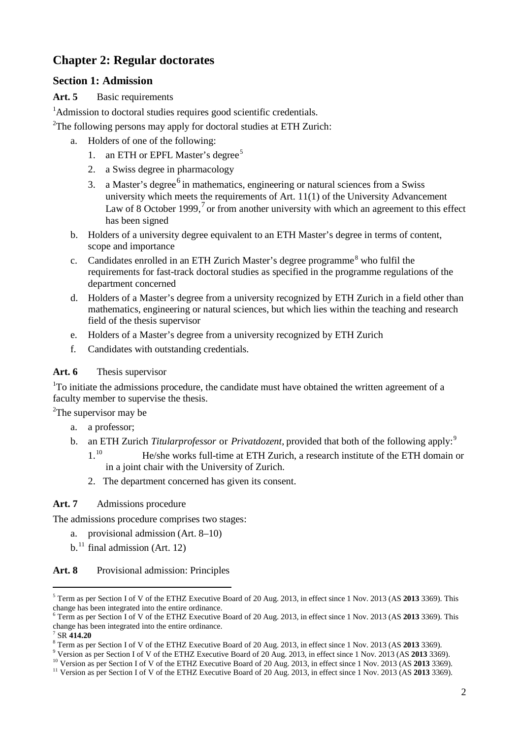## Chapter 2: Regular doctorates

### Section 1: Admission

**Art. 5** Basic requirements

[1]Admission to doctoral studies requires good scientific credentials.

[2]The following persons may apply for doctoral studies at ETH Zurich:

a. Holders of one of the following:
   1. an ETH or EPFL Master's degree[5]
   2. a Swiss degree in pharmacology
   3. a Master's degree[6] in mathematics, engineering or natural sciences from a Swiss university which meets the requirements of Art. 11(1) of the University Advancement Law of 8 October 1999,[7] or from another university with which an agreement to this effect has been signed
b. Holders of a university degree equivalent to an ETH Master's degree in terms of content, scope and importance
c. Candidates enrolled in an ETH Zurich Master's degree programme[8] who fulfil the requirements for fast-track doctoral studies as specified in the programme regulations of the department concerned
d. Holders of a Master's degree from a university recognized by ETH Zurich in a field other than mathematics, engineering or natural sciences, but which lies within the teaching and research field of the thesis supervisor
e. Holders of a Master's degree from a university recognized by ETH Zurich
f. Candidates with outstanding credentials.

**Art. 6** Thesis supervisor

[1]To initiate the admissions procedure, the candidate must have obtained the written agreement of a faculty member to supervise the thesis.

[2]The supervisor may be

a. a professor;
b. an ETH Zurich *Titularprofessor* or *Privatdozent*, provided that both of the following apply:[9]
   1.[10] He/she works full-time at ETH Zurich, a research institute of the ETH domain or in a joint chair with the University of Zurich.
   2. The department concerned has given its consent.

**Art. 7** Admissions procedure

The admissions procedure comprises two stages:

a. provisional admission (Art. 8–10)
b.[11] final admission (Art. 12)

**Art. 8** Provisional admission: Principles

---

[5] Term as per Section I of V of the ETHZ Executive Board of 20 Aug. 2013, in effect since 1 Nov. 2013 (AS **2013** 3369). This change has been integrated into the entire ordinance.

[6] Term as per Section I of V of the ETHZ Executive Board of 20 Aug. 2013, in effect since 1 Nov. 2013 (AS **2013** 3369). This change has been integrated into the entire ordinance.

[7] SR **414.20**

[8] Term as per Section I of V of the ETHZ Executive Board of 20 Aug. 2013, in effect since 1 Nov. 2013 (AS **2013** 3369).

[9] Version as per Section I of V of the ETHZ Executive Board of 20 Aug. 2013, in effect since 1 Nov. 2013 (AS **2013** 3369).

[10] Version as per Section I of V of the ETHZ Executive Board of 20 Aug. 2013, in effect since 1 Nov. 2013 (AS **2013** 3369).

[11] Version as per Section I of V of the ETHZ Executive Board of 20 Aug. 2013, in effect since 1 Nov. 2013 (AS **2013** 3369).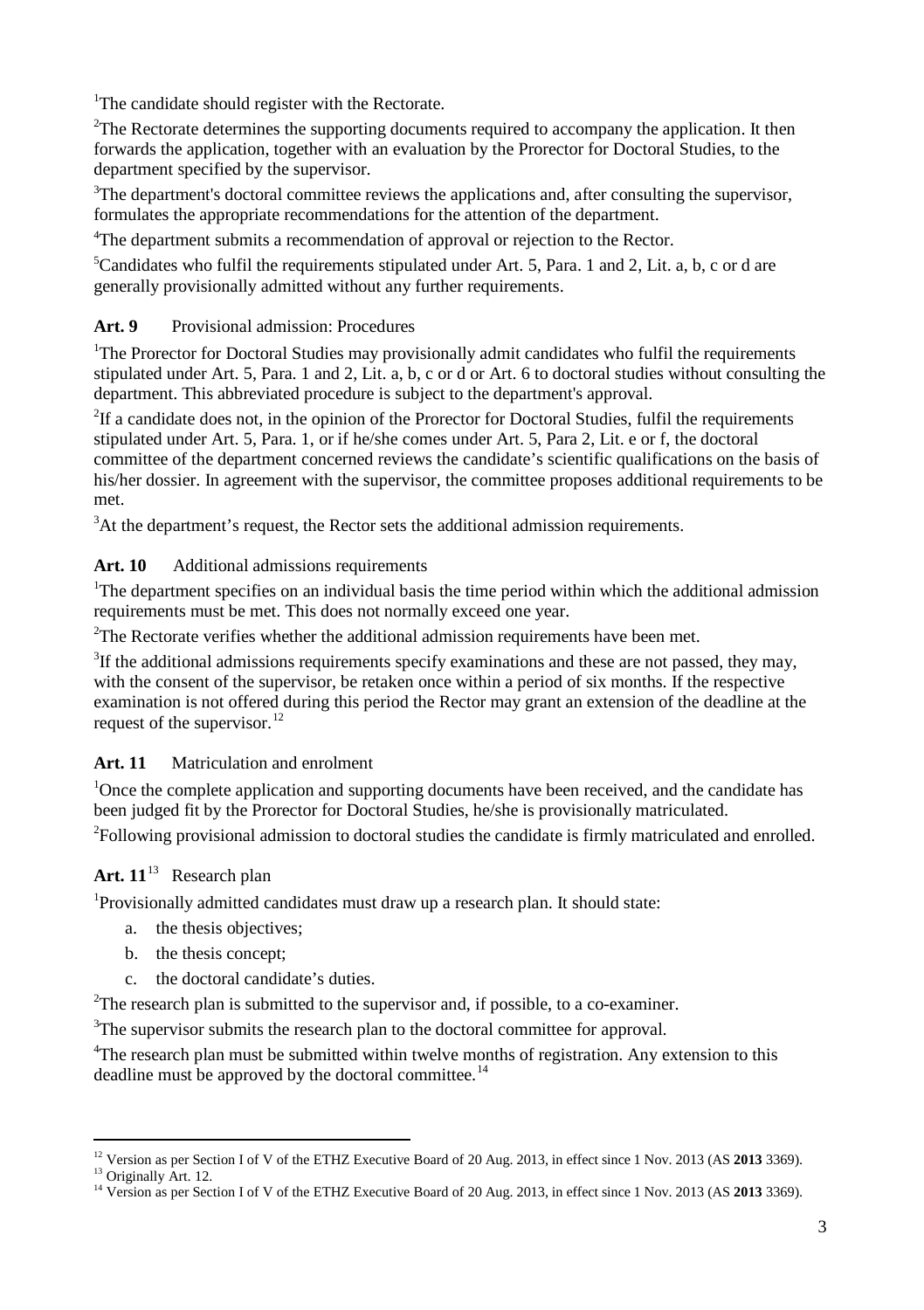[1]The candidate should register with the Rectorate.

[2]The Rectorate determines the supporting documents required to accompany the application. It then forwards the application, together with an evaluation by the Prorector for Doctoral Studies, to the department specified by the supervisor.

[3]The department's doctoral committee reviews the applications and, after consulting the supervisor, formulates the appropriate recommendations for the attention of the department.

[4]The department submits a recommendation of approval or rejection to the Rector.

[5]Candidates who fulfil the requirements stipulated under Art. 5, Para. 1 and 2, Lit. a, b, c or d are generally provisionally admitted without any further requirements.

**Art. 9** Provisional admission: Procedures

[1]The Prorector for Doctoral Studies may provisionally admit candidates who fulfil the requirements stipulated under Art. 5, Para. 1 and 2, Lit. a, b, c or d or Art. 6 to doctoral studies without consulting the department. This abbreviated procedure is subject to the department's approval.

[2]If a candidate does not, in the opinion of the Prorector for Doctoral Studies, fulfil the requirements stipulated under Art. 5, Para. 1, or if he/she comes under Art. 5, Para 2, Lit. e or f, the doctoral committee of the department concerned reviews the candidate's scientific qualifications on the basis of his/her dossier. In agreement with the supervisor, the committee proposes additional requirements to be met.

[3]At the department's request, the Rector sets the additional admission requirements.

**Art. 10** Additional admissions requirements

[1]The department specifies on an individual basis the time period within which the additional admission requirements must be met. This does not normally exceed one year.

[2]The Rectorate verifies whether the additional admission requirements have been met.

[3]If the additional admissions requirements specify examinations and these are not passed, they may, with the consent of the supervisor, be retaken once within a period of six months. If the respective examination is not offered during this period the Rector may grant an extension of the deadline at the request of the supervisor.[12]

**Art. 11** Matriculation and enrolment

[1]Once the complete application and supporting documents have been received, and the candidate has been judged fit by the Prorector for Doctoral Studies, he/she is provisionally matriculated.

[2]Following provisional admission to doctoral studies the candidate is firmly matriculated and enrolled.

**Art. 11**[13] Research plan

[1]Provisionally admitted candidates must draw up a research plan. It should state:

a. the thesis objectives;
b. the thesis concept;
c. the doctoral candidate's duties.

[2]The research plan is submitted to the supervisor and, if possible, to a co-examiner.

[3]The supervisor submits the research plan to the doctoral committee for approval.

[4]The research plan must be submitted within twelve months of registration. Any extension to this deadline must be approved by the doctoral committee.[14]

---

[12] Version as per Section I of V of the ETHZ Executive Board of 20 Aug. 2013, in effect since 1 Nov. 2013 (AS **2013** 3369).

[13] Originally Art. 12.

[14] Version as per Section I of V of the ETHZ Executive Board of 20 Aug. 2013, in effect since 1 Nov. 2013 (AS **2013** 3369).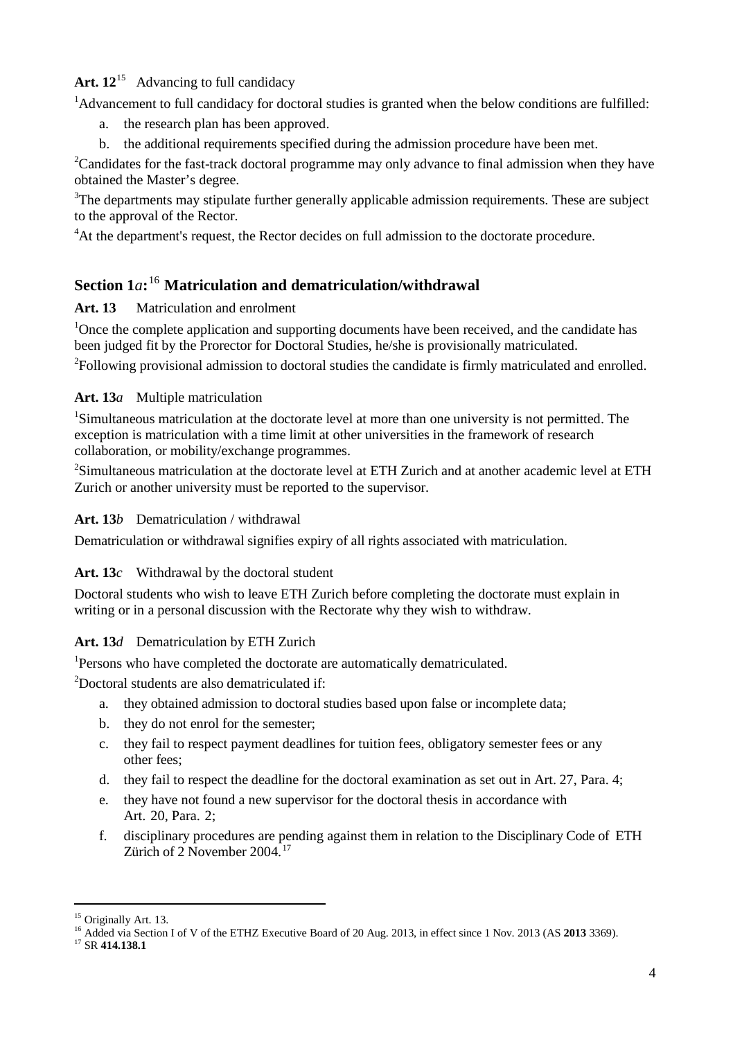**Art. 12**[15] Advancing to full candidacy

[1]Advancement to full candidacy for doctoral studies is granted when the below conditions are fulfilled:

a. the research plan has been approved.
b. the additional requirements specified during the admission procedure have been met.

[2]Candidates for the fast-track doctoral programme may only advance to final admission when they have obtained the Master's degree.

[3]The departments may stipulate further generally applicable admission requirements. These are subject to the approval of the Rector.

[4]At the department's request, the Rector decides on full admission to the doctorate procedure.

## Section 1*a*:[16] Matriculation and dematriculation/withdrawal

**Art. 13** Matriculation and enrolment

[1]Once the complete application and supporting documents have been received, and the candidate has been judged fit by the Prorector for Doctoral Studies, he/she is provisionally matriculated.

[2]Following provisional admission to doctoral studies the candidate is firmly matriculated and enrolled.

**Art. 13*a*** Multiple matriculation

[1]Simultaneous matriculation at the doctorate level at more than one university is not permitted. The exception is matriculation with a time limit at other universities in the framework of research collaboration, or mobility/exchange programmes.

[2]Simultaneous matriculation at the doctorate level at ETH Zurich and at another academic level at ETH Zurich or another university must be reported to the supervisor.

**Art. 13*b*** Dematriculation / withdrawal

Dematriculation or withdrawal signifies expiry of all rights associated with matriculation.

**Art. 13*c*** Withdrawal by the doctoral student

Doctoral students who wish to leave ETH Zurich before completing the doctorate must explain in writing or in a personal discussion with the Rectorate why they wish to withdraw.

**Art. 13*d*** Dematriculation by ETH Zurich

[1]Persons who have completed the doctorate are automatically dematriculated.

[2]Doctoral students are also dematriculated if:

a. they obtained admission to doctoral studies based upon false or incomplete data;
b. they do not enrol for the semester;
c. they fail to respect payment deadlines for tuition fees, obligatory semester fees or any other fees;
d. they fail to respect the deadline for the doctoral examination as set out in Art. 27, Para. 4;
e. they have not found a new supervisor for the doctoral thesis in accordance with Art. 20, Para. 2;
f. disciplinary procedures are pending against them in relation to the Disciplinary Code of ETH Zürich of 2 November 2004.[17]

---

[15] Originally Art. 13.

[16] Added via Section I of V of the ETHZ Executive Board of 20 Aug. 2013, in effect since 1 Nov. 2013 (AS **2013** 3369).

[17] SR **414.138.1**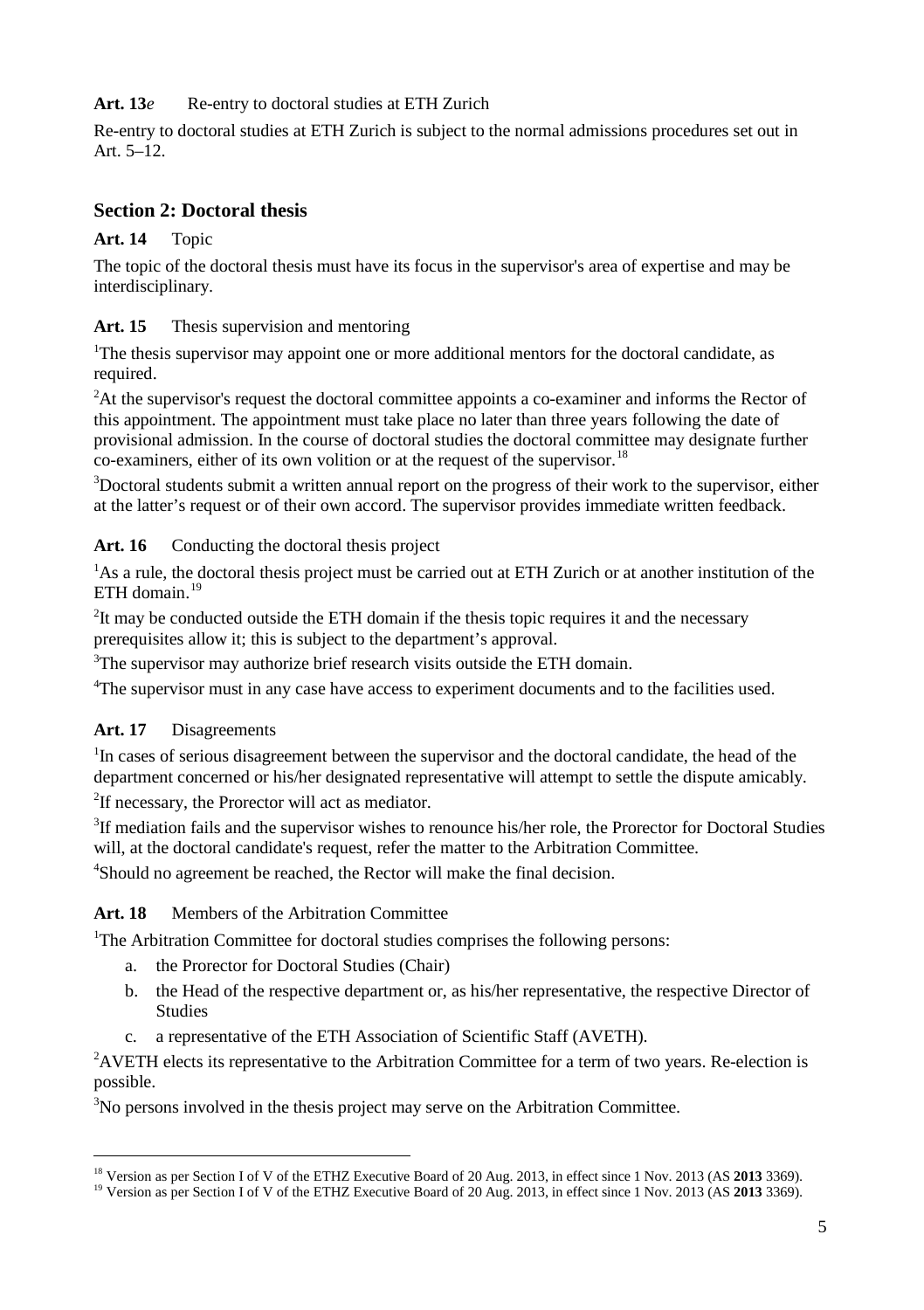**Art. 13*e*** Re-entry to doctoral studies at ETH Zurich

Re-entry to doctoral studies at ETH Zurich is subject to the normal admissions procedures set out in Art. 5–12.

## Section 2: Doctoral thesis

**Art. 14** Topic

The topic of the doctoral thesis must have its focus in the supervisor's area of expertise and may be interdisciplinary.

**Art. 15** Thesis supervision and mentoring

[1]The thesis supervisor may appoint one or more additional mentors for the doctoral candidate, as required.

[2]At the supervisor's request the doctoral committee appoints a co-examiner and informs the Rector of this appointment. The appointment must take place no later than three years following the date of provisional admission. In the course of doctoral studies the doctoral committee may designate further co-examiners, either of its own volition or at the request of the supervisor.[18]

[3]Doctoral students submit a written annual report on the progress of their work to the supervisor, either at the latter's request or of their own accord. The supervisor provides immediate written feedback.

**Art. 16** Conducting the doctoral thesis project

[1]As a rule, the doctoral thesis project must be carried out at ETH Zurich or at another institution of the ETH domain.[19]

[2]It may be conducted outside the ETH domain if the thesis topic requires it and the necessary prerequisites allow it; this is subject to the department's approval.

[3]The supervisor may authorize brief research visits outside the ETH domain.

[4]The supervisor must in any case have access to experiment documents and to the facilities used.

**Art. 17** Disagreements

[1]In cases of serious disagreement between the supervisor and the doctoral candidate, the head of the department concerned or his/her designated representative will attempt to settle the dispute amicably.

[2]If necessary, the Prorector will act as mediator.

[3]If mediation fails and the supervisor wishes to renounce his/her role, the Prorector for Doctoral Studies will, at the doctoral candidate's request, refer the matter to the Arbitration Committee.

[4]Should no agreement be reached, the Rector will make the final decision.

**Art. 18** Members of the Arbitration Committee

[1]The Arbitration Committee for doctoral studies comprises the following persons:

a. the Prorector for Doctoral Studies (Chair)
b. the Head of the respective department or, as his/her representative, the respective Director of Studies
c. a representative of the ETH Association of Scientific Staff (AVETH).

[2]AVETH elects its representative to the Arbitration Committee for a term of two years. Re-election is possible.

[3]No persons involved in the thesis project may serve on the Arbitration Committee.

---

[18] Version as per Section I of V of the ETHZ Executive Board of 20 Aug. 2013, in effect since 1 Nov. 2013 (AS **2013** 3369).

[19] Version as per Section I of V of the ETHZ Executive Board of 20 Aug. 2013, in effect since 1 Nov. 2013 (AS **2013** 3369).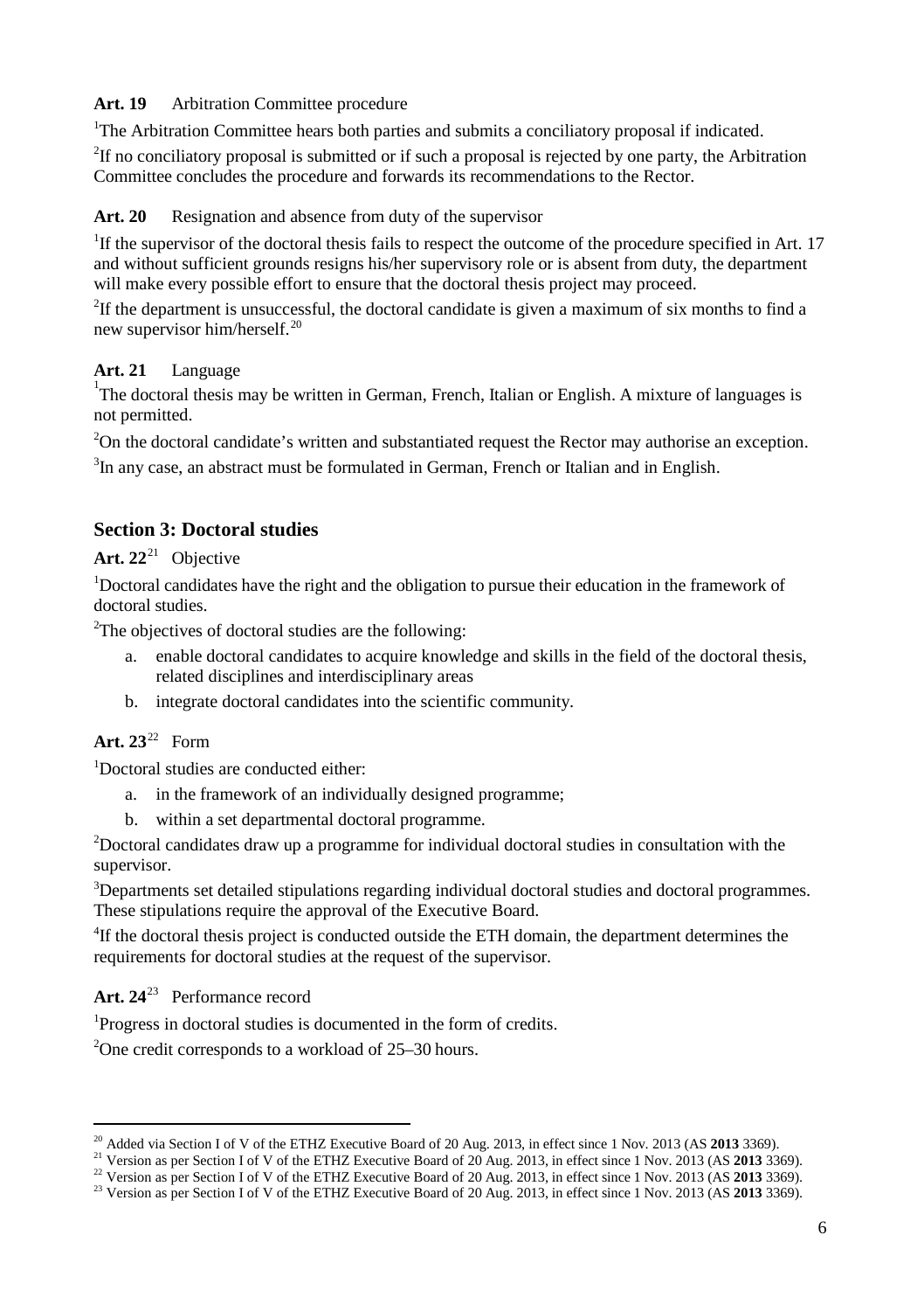**Art. 19** Arbitration Committee procedure

[1]The Arbitration Committee hears both parties and submits a conciliatory proposal if indicated.

[2]If no conciliatory proposal is submitted or if such a proposal is rejected by one party, the Arbitration Committee concludes the procedure and forwards its recommendations to the Rector.

**Art. 20** Resignation and absence from duty of the supervisor

[1]If the supervisor of the doctoral thesis fails to respect the outcome of the procedure specified in Art. 17 and without sufficient grounds resigns his/her supervisory role or is absent from duty, the department will make every possible effort to ensure that the doctoral thesis project may proceed.

[2]If the department is unsuccessful, the doctoral candidate is given a maximum of six months to find a new supervisor him/herself.[20]

**Art. 21** Language

[1]The doctoral thesis may be written in German, French, Italian or English. A mixture of languages is not permitted.

[2]On the doctoral candidate's written and substantiated request the Rector may authorise an exception.

[3]In any case, an abstract must be formulated in German, French or Italian and in English.

## Section 3: Doctoral studies

**Art. 22**[21] Objective

[1]Doctoral candidates have the right and the obligation to pursue their education in the framework of doctoral studies.

[2]The objectives of doctoral studies are the following:

a. enable doctoral candidates to acquire knowledge and skills in the field of the doctoral thesis, related disciplines and interdisciplinary areas
b. integrate doctoral candidates into the scientific community.

**Art. 23**[22] Form

[1]Doctoral studies are conducted either:

a. in the framework of an individually designed programme;
b. within a set departmental doctoral programme.

[2]Doctoral candidates draw up a programme for individual doctoral studies in consultation with the supervisor.

[3]Departments set detailed stipulations regarding individual doctoral studies and doctoral programmes. These stipulations require the approval of the Executive Board.

[4]If the doctoral thesis project is conducted outside the ETH domain, the department determines the requirements for doctoral studies at the request of the supervisor.

**Art. 24**[23] Performance record

[1]Progress in doctoral studies is documented in the form of credits.

[2]One credit corresponds to a workload of 25–30 hours.

---

[20] Added via Section I of V of the ETHZ Executive Board of 20 Aug. 2013, in effect since 1 Nov. 2013 (AS **2013** 3369).
[21] Version as per Section I of V of the ETHZ Executive Board of 20 Aug. 2013, in effect since 1 Nov. 2013 (AS **2013** 3369).
[22] Version as per Section I of V of the ETHZ Executive Board of 20 Aug. 2013, in effect since 1 Nov. 2013 (AS **2013** 3369).
[23] Version as per Section I of V of the ETHZ Executive Board of 20 Aug. 2013, in effect since 1 Nov. 2013 (AS **2013** 3369).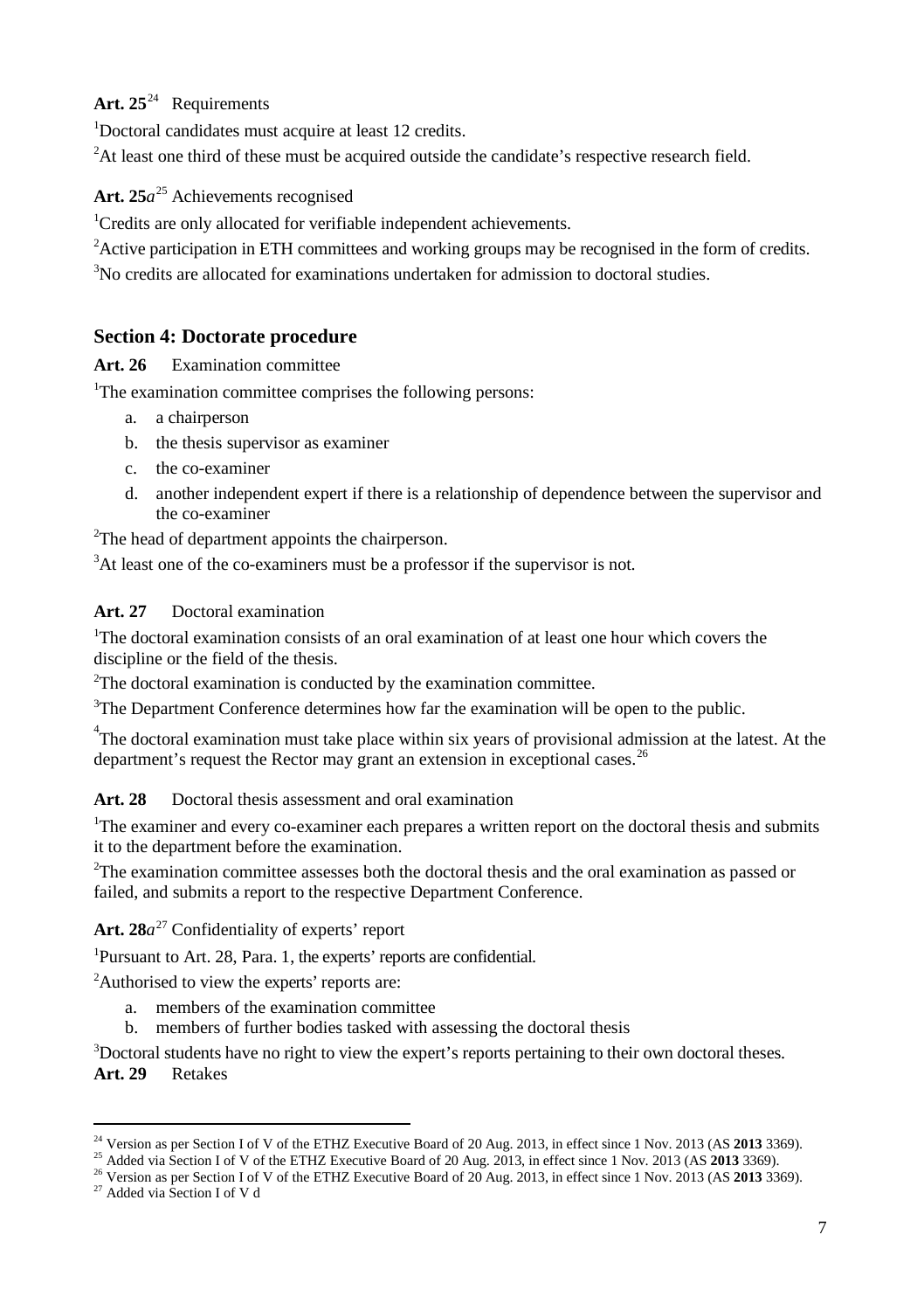**Art. 25**[24] Requirements

[1]Doctoral candidates must acquire at least 12 credits.

[2]At least one third of these must be acquired outside the candidate's respective research field.

**Art. 25*a***[25] Achievements recognised

[1]Credits are only allocated for verifiable independent achievements.

[2]Active participation in ETH committees and working groups may be recognised in the form of credits.

[3]No credits are allocated for examinations undertaken for admission to doctoral studies.

## Section 4: Doctorate procedure

**Art. 26** Examination committee

[1]The examination committee comprises the following persons:

a. a chairperson
b. the thesis supervisor as examiner
c. the co-examiner
d. another independent expert if there is a relationship of dependence between the supervisor and the co-examiner

[2]The head of department appoints the chairperson.

[3]At least one of the co-examiners must be a professor if the supervisor is not.

**Art. 27** Doctoral examination

[1]The doctoral examination consists of an oral examination of at least one hour which covers the discipline or the field of the thesis.

[2]The doctoral examination is conducted by the examination committee.

[3]The Department Conference determines how far the examination will be open to the public.

[4]The doctoral examination must take place within six years of provisional admission at the latest. At the department's request the Rector may grant an extension in exceptional cases.[26]

**Art. 28** Doctoral thesis assessment and oral examination

[1]The examiner and every co-examiner each prepares a written report on the doctoral thesis and submits it to the department before the examination.

[2]The examination committee assesses both the doctoral thesis and the oral examination as passed or failed, and submits a report to the respective Department Conference.

**Art. 28*a***[27] Confidentiality of experts' report

[1]Pursuant to Art. 28, Para. 1, the experts' reports are confidential.

[2]Authorised to view the experts' reports are:

a. members of the examination committee
b. members of further bodies tasked with assessing the doctoral thesis

[3]Doctoral students have no right to view the expert's reports pertaining to their own doctoral theses.

**Art. 29** Retakes

---

[24] Version as per Section I of V of the ETHZ Executive Board of 20 Aug. 2013, in effect since 1 Nov. 2013 (AS **2013** 3369).

[25] Added via Section I of V of the ETHZ Executive Board of 20 Aug. 2013, in effect since 1 Nov. 2013 (AS **2013** 3369).

[26] Version as per Section I of V of the ETHZ Executive Board of 20 Aug. 2013, in effect since 1 Nov. 2013 (AS **2013** 3369).

[27] Added via Section I of V d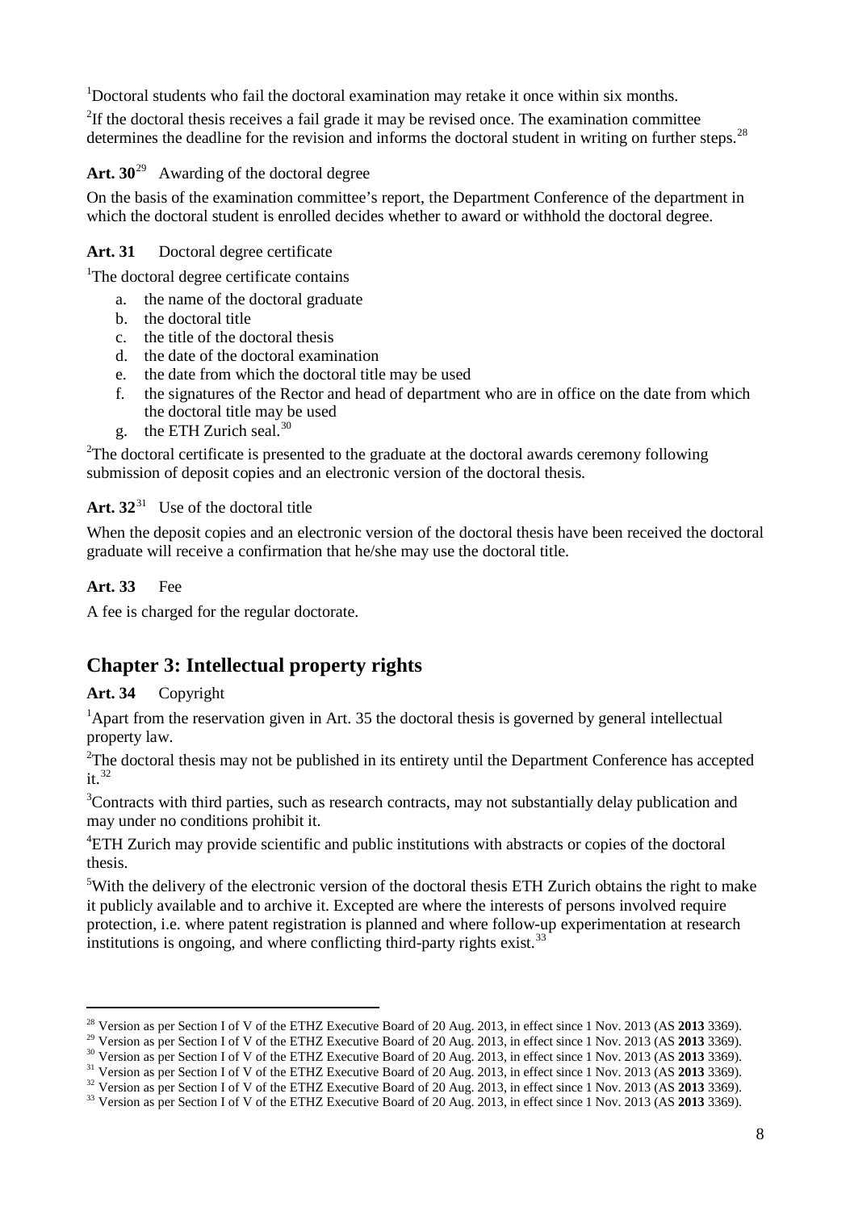[1]Doctoral students who fail the doctoral examination may retake it once within six months.

[2]If the doctoral thesis receives a fail grade it may be revised once. The examination committee determines the deadline for the revision and informs the doctoral student in writing on further steps.[28]

**Art. 30**[29] Awarding of the doctoral degree

On the basis of the examination committee's report, the Department Conference of the department in which the doctoral student is enrolled decides whether to award or withhold the doctoral degree.

**Art. 31** Doctoral degree certificate

[1]The doctoral degree certificate contains

a. the name of the doctoral graduate
b. the doctoral title
c. the title of the doctoral thesis
d. the date of the doctoral examination
e. the date from which the doctoral title may be used
f. the signatures of the Rector and head of department who are in office on the date from which the doctoral title may be used
g. the ETH Zurich seal.[30]

[2]The doctoral certificate is presented to the graduate at the doctoral awards ceremony following submission of deposit copies and an electronic version of the doctoral thesis.

**Art. 32**[31] Use of the doctoral title

When the deposit copies and an electronic version of the doctoral thesis have been received the doctoral graduate will receive a confirmation that he/she may use the doctoral title.

**Art. 33** Fee

A fee is charged for the regular doctorate.

## Chapter 3: Intellectual property rights

**Art. 34** Copyright

[1]Apart from the reservation given in Art. 35 the doctoral thesis is governed by general intellectual property law.

[2]The doctoral thesis may not be published in its entirety until the Department Conference has accepted it.[32]

[3]Contracts with third parties, such as research contracts, may not substantially delay publication and may under no conditions prohibit it.

[4]ETH Zurich may provide scientific and public institutions with abstracts or copies of the doctoral thesis.

[5]With the delivery of the electronic version of the doctoral thesis ETH Zurich obtains the right to make it publicly available and to archive it. Excepted are where the interests of persons involved require protection, i.e. where patent registration is planned and where follow-up experimentation at research institutions is ongoing, and where conflicting third-party rights exist.[33]

---

[28] Version as per Section I of V of the ETHZ Executive Board of 20 Aug. 2013, in effect since 1 Nov. 2013 (AS **2013** 3369).
[29] Version as per Section I of V of the ETHZ Executive Board of 20 Aug. 2013, in effect since 1 Nov. 2013 (AS **2013** 3369).
[30] Version as per Section I of V of the ETHZ Executive Board of 20 Aug. 2013, in effect since 1 Nov. 2013 (AS **2013** 3369).
[31] Version as per Section I of V of the ETHZ Executive Board of 20 Aug. 2013, in effect since 1 Nov. 2013 (AS **2013** 3369).
[32] Version as per Section I of V of the ETHZ Executive Board of 20 Aug. 2013, in effect since 1 Nov. 2013 (AS **2013** 3369).
[33] Version as per Section I of V of the ETHZ Executive Board of 20 Aug. 2013, in effect since 1 Nov. 2013 (AS **2013** 3369).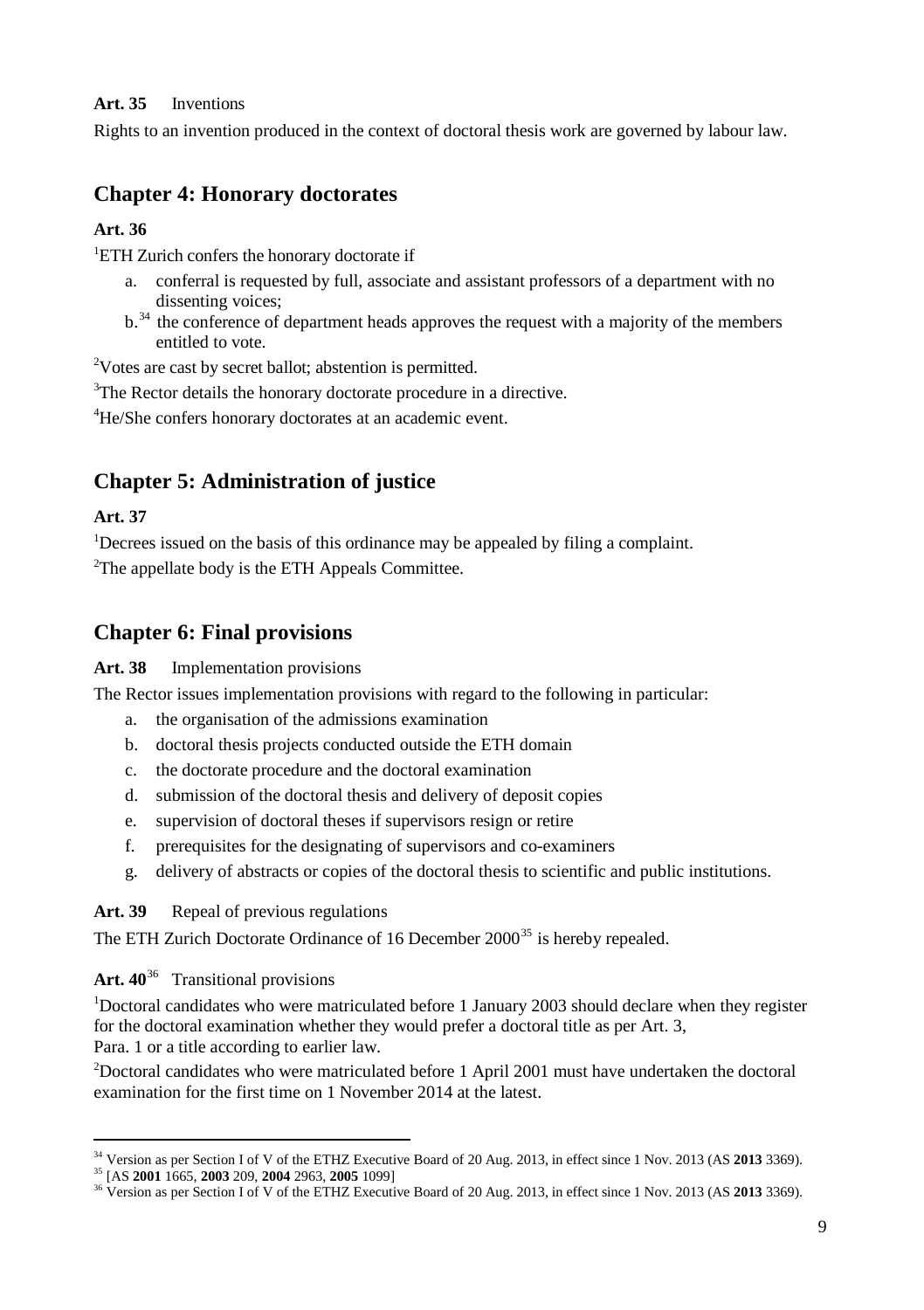**Art. 35** Inventions

Rights to an invention produced in the context of doctoral thesis work are governed by labour law.

## Chapter 4: Honorary doctorates

**Art. 36**

[1]ETH Zurich confers the honorary doctorate if

a. conferral is requested by full, associate and assistant professors of a department with no dissenting voices;
b.[34] the conference of department heads approves the request with a majority of the members entitled to vote.

[2]Votes are cast by secret ballot; abstention is permitted.

[3]The Rector details the honorary doctorate procedure in a directive.

[4]He/She confers honorary doctorates at an academic event.

## Chapter 5: Administration of justice

**Art. 37**

[1]Decrees issued on the basis of this ordinance may be appealed by filing a complaint.

[2]The appellate body is the ETH Appeals Committee.

## Chapter 6: Final provisions

**Art. 38** Implementation provisions

The Rector issues implementation provisions with regard to the following in particular:

a. the organisation of the admissions examination
b. doctoral thesis projects conducted outside the ETH domain
c. the doctorate procedure and the doctoral examination
d. submission of the doctoral thesis and delivery of deposit copies
e. supervision of doctoral theses if supervisors resign or retire
f. prerequisites for the designating of supervisors and co-examiners
g. delivery of abstracts or copies of the doctoral thesis to scientific and public institutions.

**Art. 39** Repeal of previous regulations

The ETH Zurich Doctorate Ordinance of 16 December 2000[35] is hereby repealed.

**Art. 40**[36] Transitional provisions

[1]Doctoral candidates who were matriculated before 1 January 2003 should declare when they register for the doctoral examination whether they would prefer a doctoral title as per Art. 3, Para. 1 or a title according to earlier law.

[2]Doctoral candidates who were matriculated before 1 April 2001 must have undertaken the doctoral examination for the first time on 1 November 2014 at the latest.

---

[34] Version as per Section I of V of the ETHZ Executive Board of 20 Aug. 2013, in effect since 1 Nov. 2013 (AS **2013** 3369).
[35] [AS **2001** 1665, **2003** 209, **2004** 2963, **2005** 1099]
[36] Version as per Section I of V of the ETHZ Executive Board of 20 Aug. 2013, in effect since 1 Nov. 2013 (AS **2013** 3369).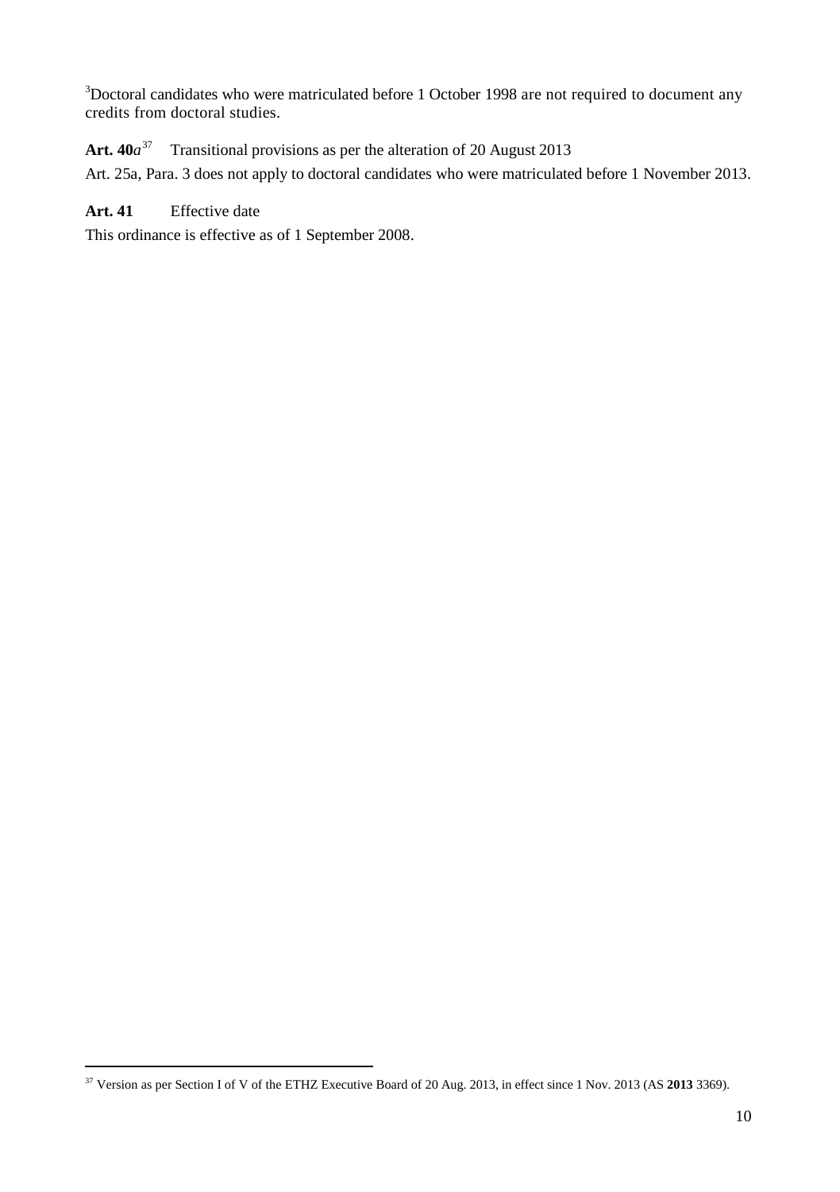[3]Doctoral candidates who were matriculated before 1 October 1998 are not required to document any credits from doctoral studies.

**Art. 40*a*** [37] Transitional provisions as per the alteration of 20 August 2013

Art. 25a, Para. 3 does not apply to doctoral candidates who were matriculated before 1 November 2013.

**Art. 41** Effective date

This ordinance is effective as of 1 September 2008.

[37] Version as per Section I of V of the ETHZ Executive Board of 20 Aug. 2013, in effect since 1 Nov. 2013 (AS **2013** 3369).